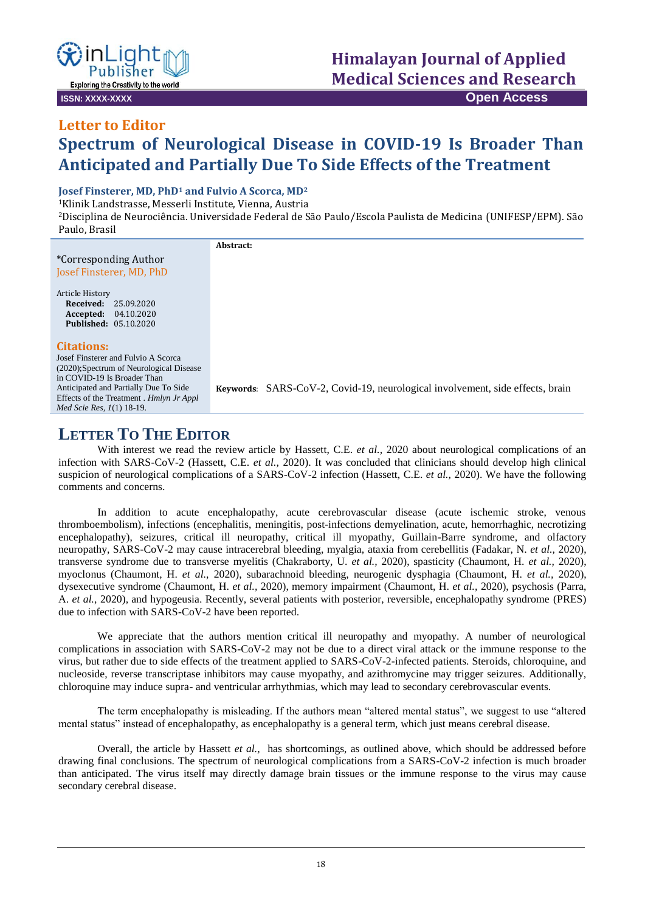# Letter to Editor

# Spectrum of Neurological Disease in COVID-19 Is Broader Than Anticipated and Partially Due To Side Effects of the Treatment

**Josef Finsterer, MD, PhD[1] and Fulvio A Scorca, MD[2]**

[1]Klinik Landstrasse, Messerli Institute, Vienna, Austria

[2]Disciplina de Neurociência. Universidade Federal de São Paulo/Escola Paulista de Medicina (UNIFESP/EPM). São Paulo, Brasil

*Corresponding Author
Josef Finsterer, MD, PhD

Article History
**Received:** 25.09.2020
**Accepted:** 04.10.2020
**Published:** 05.10.2020

**Citations:**
Josef Finsterer and Fulvio A Scorca (2020);Spectrum of Neurological Disease in COVID-19 Is Broader Than Anticipated and Partially Due To Side Effects of the Treatment . *Hmlyn Jr Appl Med Scie Res, 1*(1) 18-19.

**Abstract:**

**Keywords**: SARS-CoV-2, Covid-19, neurological involvement, side effects, brain

## Letter To The Editor

With interest we read the review article by Hassett, C.E. *et al.*, 2020 about neurological complications of an infection with SARS-CoV-2 (Hassett, C.E. *et al.*, 2020). It was concluded that clinicians should develop high clinical suspicion of neurological complications of a SARS-CoV-2 infection (Hassett, C.E. *et al.*, 2020). We have the following comments and concerns.

In addition to acute encephalopathy, acute cerebrovascular disease (acute ischemic stroke, venous thromboembolism), infections (encephalitis, meningitis, post-infections demyelination, acute, hemorrhagic, necrotizing encephalopathy), seizures, critical ill neuropathy, critical ill myopathy, Guillain-Barre syndrome, and olfactory neuropathy, SARS-CoV-2 may cause intracerebral bleeding, myalgia, ataxia from cerebellitis (Fadakar, N. *et al.*, 2020), transverse syndrome due to transverse myelitis (Chakraborty, U. *et al.*, 2020), spasticity (Chaumont, H. *et al.*, 2020), myoclonus (Chaumont, H. *et al.*, 2020), subarachnoid bleeding, neurogenic dysphagia (Chaumont, H. *et al.*, 2020), dysexecutive syndrome (Chaumont, H. *et al.*, 2020), memory impairment (Chaumont, H. *et al.*, 2020), psychosis (Parra, A. *et al.*, 2020), and hypogeusia. Recently, several patients with posterior, reversible, encephalopathy syndrome (PRES) due to infection with SARS-CoV-2 have been reported.

We appreciate that the authors mention critical ill neuropathy and myopathy. A number of neurological complications in association with SARS-CoV-2 may not be due to a direct viral attack or the immune response to the virus, but rather due to side effects of the treatment applied to SARS-CoV-2-infected patients. Steroids, chloroquine, and nucleoside, reverse transcriptase inhibitors may cause myopathy, and azithromycine may trigger seizures. Additionally, chloroquine may induce supra- and ventricular arrhythmias, which may lead to secondary cerebrovascular events.

The term encephalopathy is misleading. If the authors mean “altered mental status”, we suggest to use “altered mental status” instead of encephalopathy, as encephalopathy is a general term, which just means cerebral disease.

Overall, the article by Hassett *et al.*, has shortcomings, as outlined above, which should be addressed before drawing final conclusions. The spectrum of neurological complications from a SARS-CoV-2 infection is much broader than anticipated. The virus itself may directly damage brain tissues or the immune response to the virus may cause secondary cerebral disease.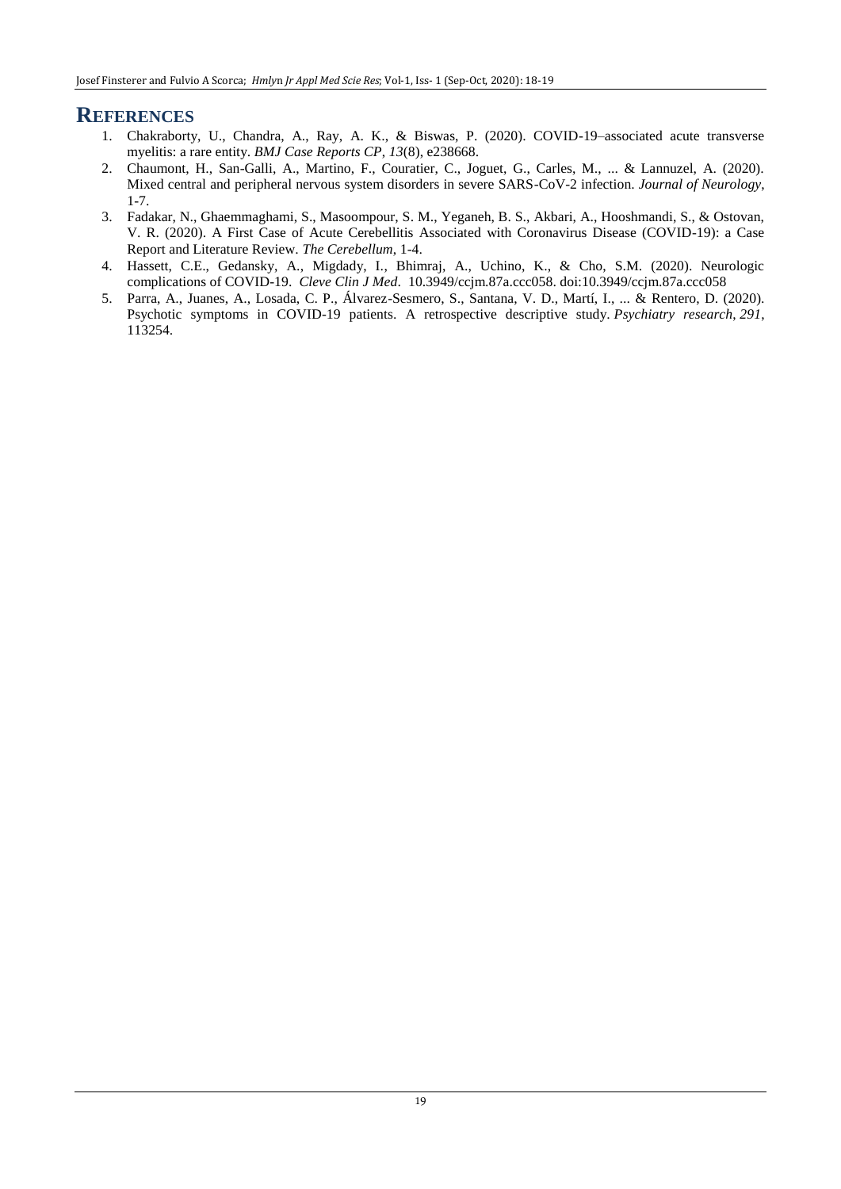## References

1. Chakraborty, U., Chandra, A., Ray, A. K., & Biswas, P. (2020). COVID-19–associated acute transverse myelitis: a rare entity. *BMJ Case Reports CP*, *13*(8), e238668.
2. Chaumont, H., San-Galli, A., Martino, F., Couratier, C., Joguet, G., Carles, M., ... & Lannuzel, A. (2020). Mixed central and peripheral nervous system disorders in severe SARS-CoV-2 infection. *Journal of Neurology*, 1-7.
3. Fadakar, N., Ghaemmaghami, S., Masoompour, S. M., Yeganeh, B. S., Akbari, A., Hooshmandi, S., & Ostovan, V. R. (2020). A First Case of Acute Cerebellitis Associated with Coronavirus Disease (COVID-19): a Case Report and Literature Review. *The Cerebellum*, 1-4.
4. Hassett, C.E., Gedansky, A., Migdady, I., Bhimraj, A., Uchino, K., & Cho, S.M. (2020). Neurologic complications of COVID-19. *Cleve Clin J Med*. 10.3949/ccjm.87a.ccc058. doi:10.3949/ccjm.87a.ccc058
5. Parra, A., Juanes, A., Losada, C. P., Álvarez-Sesmero, S., Santana, V. D., Martí, I., ... & Rentero, D. (2020). Psychotic symptoms in COVID-19 patients. A retrospective descriptive study. *Psychiatry research*, *291*, 113254.